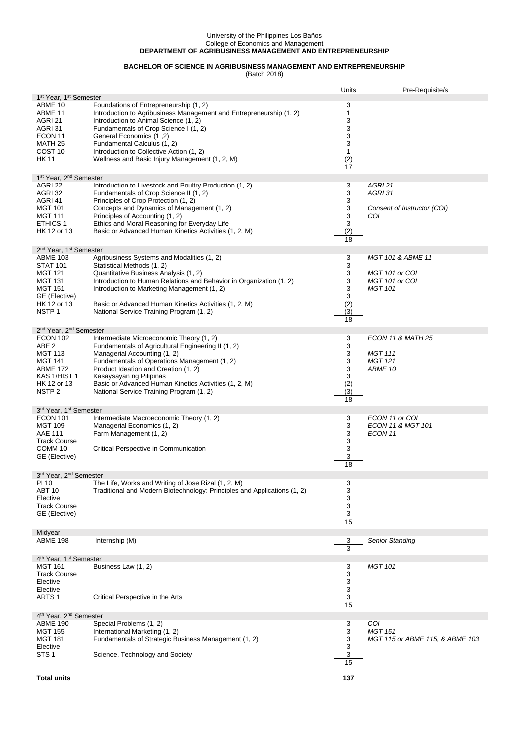University of the Philippines Los Baños
College of Economics and Management
**DEPARTMENT OF AGRIBUSINESS MANAGEMENT AND ENTREPRENEURSHIP**

**BACHELOR OF SCIENCE IN AGRIBUSINESS MANAGEMENT AND ENTREPRENEURSHIP**
(Batch 2018)

| | | Units | Pre-Requisite/s |
|---|---|---|---|
| 1st Year, 1st Semester | | | |
| ABME 10 | Foundations of Entrepreneurship (1, 2) | 3 | |
| ABME 11 | Introduction to Agribusiness Management and Entrepreneurship (1, 2) | 1 | |
| AGRI 21 | Introduction to Animal Science (1, 2) | 3 | |
| AGRI 31 | Fundamentals of Crop Science I (1, 2) | 3 | |
| ECON 11 | General Economics (1 ,2) | 3 | |
| MATH 25 | Fundamental Calculus (1, 2) | 3 | |
| COST 10 | Introduction to Collective Action (1, 2) | 1 | |
| HK 11 | Wellness and Basic Injury Management (1, 2, M) | (2) | |
| | | 17 | |
| 1st Year, 2nd Semester | | | |
| AGRI 22 | Introduction to Livestock and Poultry Production (1, 2) | 3 | *AGRI 21* |
| AGRI 32 | Fundamentals of Crop Science II (1, 2) | 3 | *AGRI 31* |
| AGRI 41 | Principles of Crop Protection (1, 2) | 3 | |
| MGT 101 | Concepts and Dynamics of Management (1, 2) | 3 | *Consent of Instructor (COI)* |
| MGT 111 | Principles of Accounting (1, 2) | 3 | *COI* |
| ETHICS 1 | Ethics and Moral Reasoning for Everyday Life | 3 | |
| HK 12 or 13 | Basic or Advanced Human Kinetics Activities (1, 2, M) | (2) | |
| | | 18 | |
| 2nd Year, 1st Semester | | | |
| ABME 103 | Agribusiness Systems and Modalities (1, 2) | 3 | *MGT 101 & ABME 11* |
| STAT 101 | Statistical Methods (1, 2) | 3 | |
| MGT 121 | Quantitative Business Analysis (1, 2) | 3 | *MGT 101 or COI* |
| MGT 131 | Introduction to Human Relations and Behavior in Organization (1, 2) | 3 | *MGT 101 or COI* |
| MGT 151 | Introduction to Marketing Management (1, 2) | 3 | *MGT 101* |
| GE (Elective) | | 3 | |
| HK 12 or 13 | Basic or Advanced Human Kinetics Activities (1, 2, M) | (2) | |
| NSTP 1 | National Service Training Program (1, 2) | (3) | |
| | | 18 | |
| 2nd Year, 2nd Semester | | | |
| ECON 102 | Intermediate Microeconomic Theory (1, 2) | 3 | *ECON 11 & MATH 25* |
| ABE 2 | Fundamentals of Agricultural Engineering II (1, 2) | 3 | |
| MGT 113 | Managerial Accounting (1, 2) | 3 | *MGT 111* |
| MGT 141 | Fundamentals of Operations Management (1, 2) | 3 | *MGT 121* |
| ABME 172 | Product Ideation and Creation (1, 2) | 3 | *ABME 10* |
| KAS 1/HIST 1 | Kasaysayan ng Pilipinas | 3 | |
| HK 12 or 13 | Basic or Advanced Human Kinetics Activities (1, 2, M) | (2) | |
| NSTP 2 | National Service Training Program (1, 2) | (3) | |
| | | 18 | |
| 3rd Year, 1st Semester | | | |
| ECON 101 | Intermediate Macroeconomic Theory (1, 2) | 3 | *ECON 11 or COI* |
| MGT 109 | Managerial Economics (1, 2) | 3 | *ECON 11 & MGT 101* |
| AAE 111 | Farm Management (1, 2) | 3 | *ECON 11* |
| Track Course | | 3 | |
| COMM 10 | Critical Perspective in Communication | 3 | |
| GE (Elective) | | 3 | |
| | | 18 | |
| 3rd Year, 2nd Semester | | | |
| PI 10 | The Life, Works and Writing of Jose Rizal (1, 2, M) | 3 | |
| ABT 10 | Traditional and Modern Biotechnology: Principles and Applications (1, 2) | 3 | |
| Elective | | 3 | |
| Track Course | | 3 | |
| GE (Elective) | | 3 | |
| | | 15 | |
| Midyear | | | |
| ABME 198 | Internship (M) | 3 | *Senior Standing* |
| | | 3 | |
| 4th Year, 1st Semester | | | |
| MGT 161 | Business Law (1, 2) | 3 | *MGT 101* |
| Track Course | | 3 | |
| Elective | | 3 | |
| Elective | | 3 | |
| ARTS 1 | Critical Perspective in the Arts | 3 | |
| | | 15 | |
| 4th Year, 2nd Semester | | | |
| ABME 190 | Special Problems (1, 2) | 3 | *COI* |
| MGT 155 | International Marketing (1, 2) | 3 | *MGT 151* |
| MGT 181 | Fundamentals of Strategic Business Management (1, 2) | 3 | *MGT 115 or ABME 115, & ABME 103* |
| Elective | | 3 | |
| STS 1 | Science, Technology and Society | 3 | |
| | | 15 | |
| **Total units** | | **137** | |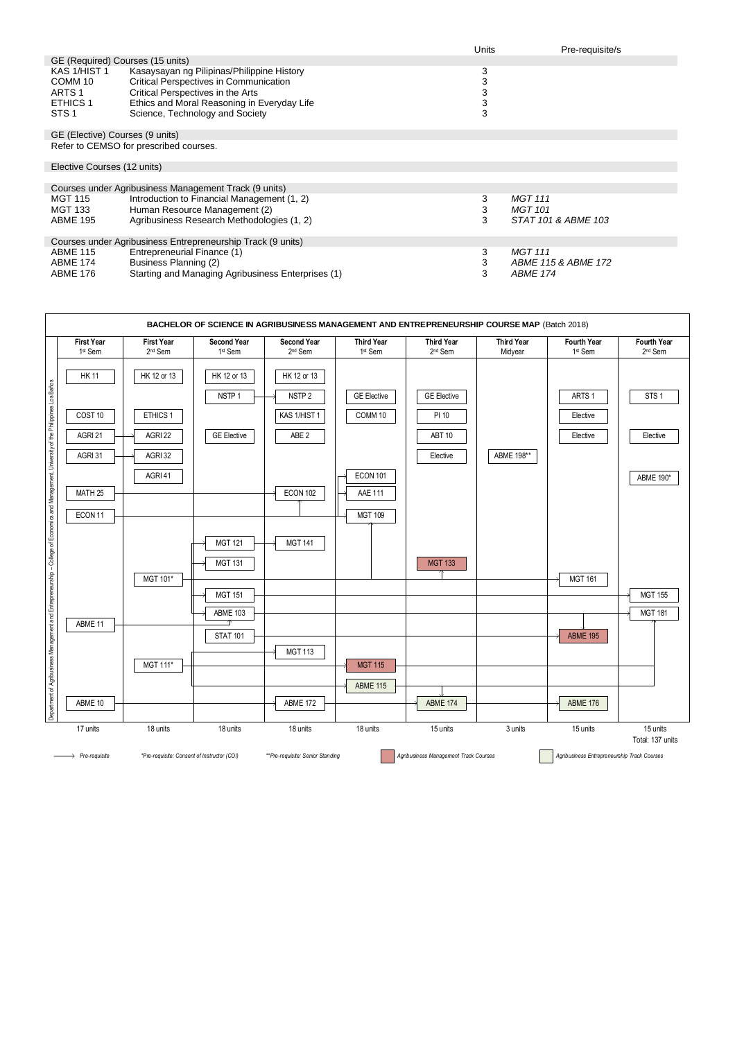| | | Units | Pre-requisite/s |
|---|---|---|---|
| GE (Required) Courses (15 units) | | | |
| KAS 1/HIST 1 | Kasaysayan ng Pilipinas/Philippine History | 3 | |
| COMM 10 | Critical Perspectives in Communication | 3 | |
| ARTS 1 | Critical Perspectives in the Arts | 3 | |
| ETHICS 1 | Ethics and Moral Reasoning in Everyday Life | 3 | |
| STS 1 | Science, Technology and Society | 3 | |
| GE (Elective) Courses (9 units) | | | |
| Refer to CEMSO for prescribed courses. | | | |
| Elective Courses (12 units) | | | |
| Courses under Agribusiness Management Track (9 units) | | | |
| MGT 115 | Introduction to Financial Management (1, 2) | 3 | *MGT 111* |
| MGT 133 | Human Resource Management (2) | 3 | *MGT 101* |
| ABME 195 | Agribusiness Research Methodologies (1, 2) | 3 | *STAT 101 & ABME 103* |
| Courses under Agribusiness Entrepreneurship Track (9 units) | | | |
| ABME 115 | Entrepreneurial Finance (1) | 3 | *MGT 111* |
| ABME 174 | Business Planning (2) | 3 | *ABME 115 & ABME 172* |
| ABME 176 | Starting and Managing Agribusiness Enterprises (1) | 3 | *ABME 174* |

**BACHELOR OF SCIENCE IN AGRIBUSINESS MANAGEMENT AND ENTREPRENEURSHIP COURSE MAP** (Batch 2018)

Department of Agribusiness Management and Entrepreneurship – College of Economics and Management, University of the Philippines Los Baños

First Year 1st Sem
HK 11
COST 10
AGRI 21
AGRI 31
MATH 25
ECON 11
ABME 11
ABME 10
17 units

First Year 2nd Sem
HK 12 or 13
ETHICS 1
AGRI 22
AGRI 32
AGRI 41
MGT 101*
MGT 111*
18 units

Second Year 1st Sem
HK 12 or 13
NSTP 1
GE Elective
MGT 121
MGT 131
MGT 151
ABME 103
STAT 101
18 units

Second Year 2nd Sem
HK 12 or 13
NSTP 2
KAS 1/HIST 1
ABE 2
ECON 102
MGT 141
MGT 113
ABME 172
18 units

Third Year 1st Sem
GE Elective
COMM 10
ECON 101
AAE 111
MGT 109
MGT 115
ABME 115
18 units

Third Year 2nd Sem
GE Elective
PI 10
ABT 10
Elective
MGT 133
ABME 174
15 units

Third Year Midyear
ABME 198**
3 units

Fourth Year 1st Sem
ARTS 1
Elective
Elective
MGT 161
ABME 195
ABME 176
15 units

Fourth Year 2nd Sem
STS 1
Elective
ABME 190*
MGT 155
MGT 181
15 units

Total: 137 units

→ Pre-requisite
*Pre-requisite: Consent of Instructor (COI)
**Pre-requisite: Senior Standing
Agribusiness Management Track Courses
Agribusiness Entrepreneurship Track Courses